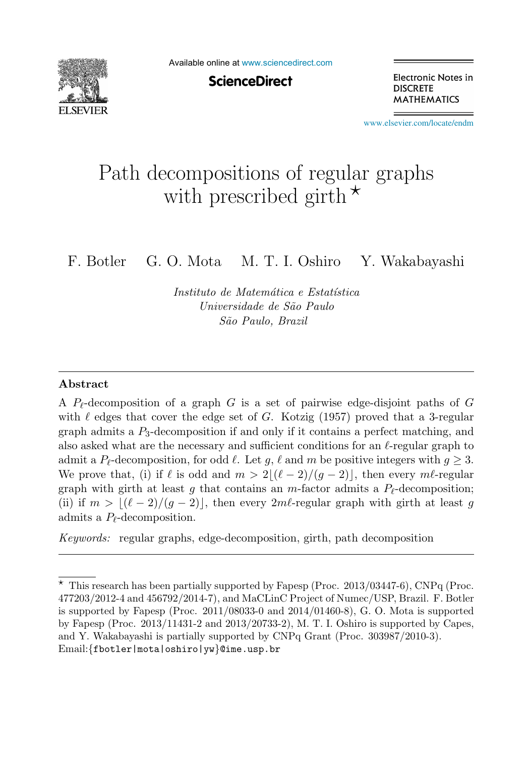# Path decompositions of regular graphs with prescribed girth ⋆

F. Botler G. O. Mota M. T. I. Oshiro Y. Wakabayashi

*Instituto de Matemática e Estatística*
*Universidade de São Paulo*
*São Paulo, Brazil*

## Abstract

A $P_\ell$-decomposition of a graph $G$ is a set of pairwise edge-disjoint paths of $G$ with $\ell$ edges that cover the edge set of $G$. Kotzig (1957) proved that a 3-regular graph admits a $P_3$-decomposition if and only if it contains a perfect matching, and also asked what are the necessary and sufficient conditions for an $\ell$-regular graph to admit a $P_\ell$-decomposition, for odd $\ell$. Let $g$, $\ell$ and $m$ be positive integers with $g \geq 3$. We prove that, (i) if $\ell$ is odd and $m > 2\lfloor(\ell-2)/(g-2)\rfloor$, then every $m\ell$-regular graph with girth at least $g$ that contains an $m$-factor admits a $P_\ell$-decomposition; (ii) if $m > \lfloor(\ell-2)/(g-2)\rfloor$, then every $2m\ell$-regular graph with girth at least $g$ admits a $P_\ell$-decomposition.

*Keywords:* regular graphs, edge-decomposition, girth, path decomposition

---

⋆ This research has been partially supported by Fapesp (Proc. 2013/03447-6), CNPq (Proc. 477203/2012-4 and 456792/2014-7), and MaCLinC Project of Numec/USP, Brazil. F. Botler is supported by Fapesp (Proc. 2011/08033-0 and 2014/01460-8), G. O. Mota is supported by Fapesp (Proc. 2013/11431-2 and 2013/20733-2), M. T. I. Oshiro is supported by Capes, and Y. Wakabayashi is partially supported by CNPq Grant (Proc. 303987/2010-3).
Email: `{fbotler|mota|oshiro|yw}@ime.usp.br`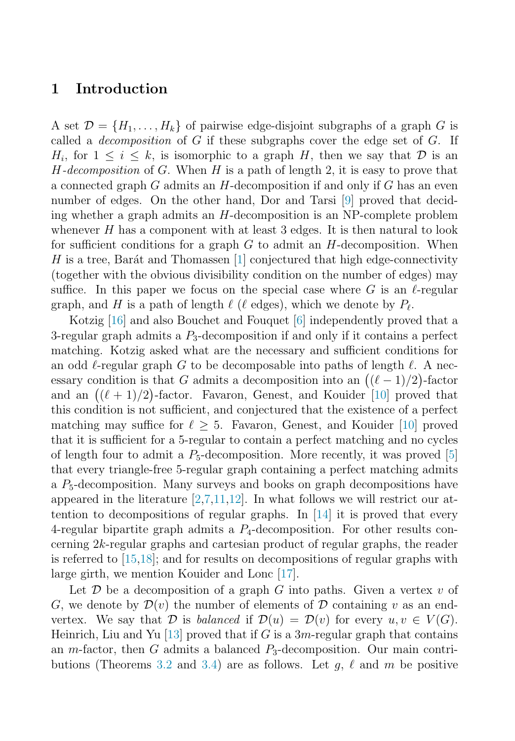## 1 Introduction

A set $\mathcal{D} = \{H_1, \ldots, H_k\}$ of pairwise edge-disjoint subgraphs of a graph $G$ is called a *decomposition* of $G$ if these subgraphs cover the edge set of $G$. If $H_i$, for $1 \leq i \leq k$, is isomorphic to a graph $H$, then we say that $\mathcal{D}$ is an $H$*-decomposition* of $G$. When $H$ is a path of length 2, it is easy to prove that a connected graph $G$ admits an $H$-decomposition if and only if $G$ has an even number of edges. On the other hand, Dor and Tarsi [9] proved that deciding whether a graph admits an $H$-decomposition is an NP-complete problem whenever $H$ has a component with at least 3 edges. It is then natural to look for sufficient conditions for a graph $G$ to admit an $H$-decomposition. When $H$ is a tree, Barát and Thomassen [1] conjectured that high edge-connectivity (together with the obvious divisibility condition on the number of edges) may suffice. In this paper we focus on the special case where $G$ is an $\ell$-regular graph, and $H$ is a path of length $\ell$ ($\ell$ edges), which we denote by $P_\ell$.

Kotzig [16] and also Bouchet and Fouquet [6] independently proved that a 3-regular graph admits a $P_3$-decomposition if and only if it contains a perfect matching. Kotzig asked what are the necessary and sufficient conditions for an odd $\ell$-regular graph $G$ to be decomposable into paths of length $\ell$. A necessary condition is that $G$ admits a decomposition into an $\big((\ell-1)/2\big)$-factor and an $\big((\ell+1)/2\big)$-factor. Favaron, Genest, and Kouider [10] proved that this condition is not sufficient, and conjectured that the existence of a perfect matching may suffice for $\ell \geq 5$. Favaron, Genest, and Kouider [10] proved that it is sufficient for a 5-regular to contain a perfect matching and no cycles of length four to admit a $P_5$-decomposition. More recently, it was proved [5] that every triangle-free 5-regular graph containing a perfect matching admits a $P_5$-decomposition. Many surveys and books on graph decompositions have appeared in the literature [2,7,11,12]. In what follows we will restrict our attention to decompositions of regular graphs. In [14] it is proved that every 4-regular bipartite graph admits a $P_4$-decomposition. For other results concerning $2k$-regular graphs and cartesian product of regular graphs, the reader is referred to [15,18]; and for results on decompositions of regular graphs with large girth, we mention Kouider and Lonc [17].

Let $\mathcal{D}$ be a decomposition of a graph $G$ into paths. Given a vertex $v$ of $G$, we denote by $\mathcal{D}(v)$ the number of elements of $\mathcal{D}$ containing $v$ as an end-vertex. We say that $\mathcal{D}$ is *balanced* if $\mathcal{D}(u) = \mathcal{D}(v)$ for every $u, v \in V(G)$. Heinrich, Liu and Yu [13] proved that if $G$ is a $3m$-regular graph that contains an $m$-factor, then $G$ admits a balanced $P_3$-decomposition. Our main contributions (Theorems 3.2 and 3.4) are as follows. Let $g$, $\ell$ and $m$ be positive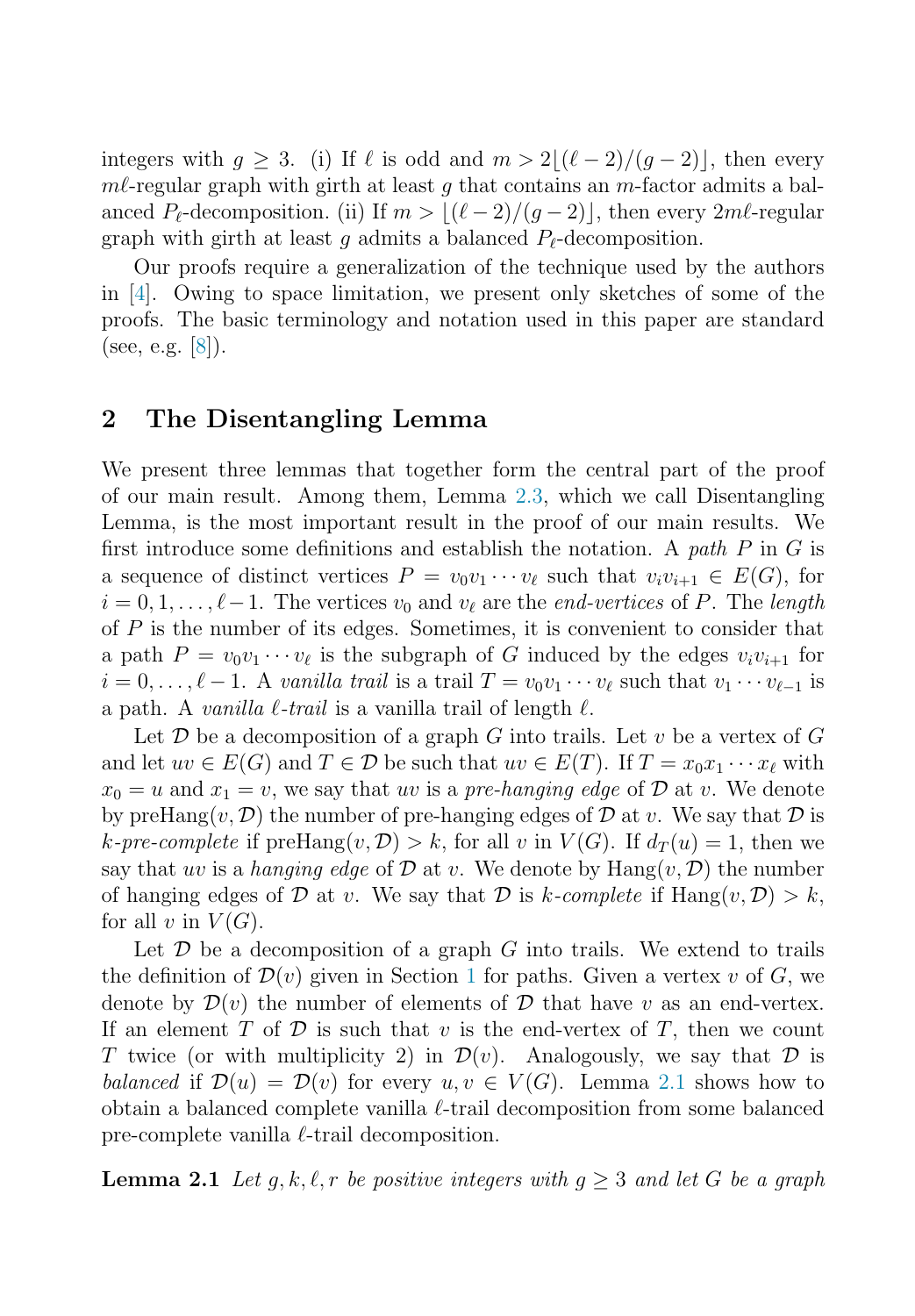integers with $g \geq 3$. (i) If $\ell$ is odd and $m > 2\lfloor(\ell-2)/(g-2)\rfloor$, then every $m\ell$-regular graph with girth at least $g$ that contains an $m$-factor admits a balanced $P_\ell$-decomposition. (ii) If $m > \lfloor(\ell-2)/(g-2)\rfloor$, then every $2m\ell$-regular graph with girth at least $g$ admits a balanced $P_\ell$-decomposition.

Our proofs require a generalization of the technique used by the authors in [4]. Owing to space limitation, we present only sketches of some of the proofs. The basic terminology and notation used in this paper are standard (see, e.g. [8]).

## 2 The Disentangling Lemma

We present three lemmas that together form the central part of the proof of our main result. Among them, Lemma 2.3, which we call Disentangling Lemma, is the most important result in the proof of our main results. We first introduce some definitions and establish the notation. A *path* $P$ in $G$ is a sequence of distinct vertices $P = v_0v_1\cdots v_\ell$ such that $v_iv_{i+1} \in E(G)$, for $i = 0, 1, \ldots, \ell-1$. The vertices $v_0$ and $v_\ell$ are the *end-vertices* of $P$. The *length* of $P$ is the number of its edges. Sometimes, it is convenient to consider that a path $P = v_0v_1\cdots v_\ell$ is the subgraph of $G$ induced by the edges $v_iv_{i+1}$ for $i = 0, \ldots, \ell-1$. A *vanilla trail* is a trail $T = v_0v_1\cdots v_\ell$ such that $v_1\cdots v_{\ell-1}$ is a path. A *vanilla $\ell$-trail* is a vanilla trail of length $\ell$.

Let $\mathcal{D}$ be a decomposition of a graph $G$ into trails. Let $v$ be a vertex of $G$ and let $uv \in E(G)$ and $T \in \mathcal{D}$ be such that $uv \in E(T)$. If $T = x_0x_1\cdots x_\ell$ with $x_0 = u$ and $x_1 = v$, we say that $uv$ is a *pre-hanging edge* of $\mathcal{D}$ at $v$. We denote by $\text{preHang}(v, \mathcal{D})$ the number of pre-hanging edges of $\mathcal{D}$ at $v$. We say that $\mathcal{D}$ is *$k$-pre-complete* if $\text{preHang}(v, \mathcal{D}) > k$, for all $v$ in $V(G)$. If $d_T(u) = 1$, then we say that $uv$ is a *hanging edge* of $\mathcal{D}$ at $v$. We denote by $\text{Hang}(v, \mathcal{D})$ the number of hanging edges of $\mathcal{D}$ at $v$. We say that $\mathcal{D}$ is *$k$-complete* if $\text{Hang}(v, \mathcal{D}) > k$, for all $v$ in $V(G)$.

Let $\mathcal{D}$ be a decomposition of a graph $G$ into trails. We extend to trails the definition of $\mathcal{D}(v)$ given in Section 1 for paths. Given a vertex $v$ of $G$, we denote by $\mathcal{D}(v)$ the number of elements of $\mathcal{D}$ that have $v$ as an end-vertex. If an element $T$ of $\mathcal{D}$ is such that $v$ is the end-vertex of $T$, then we count $T$ twice (or with multiplicity 2) in $\mathcal{D}(v)$. Analogously, we say that $\mathcal{D}$ is *balanced* if $\mathcal{D}(u) = \mathcal{D}(v)$ for every $u, v \in V(G)$. Lemma 2.1 shows how to obtain a balanced complete vanilla $\ell$-trail decomposition from some balanced pre-complete vanilla $\ell$-trail decomposition.

**Lemma 2.1** *Let $g, k, \ell, r$ be positive integers with $g \geq 3$ and let $G$ be a graph*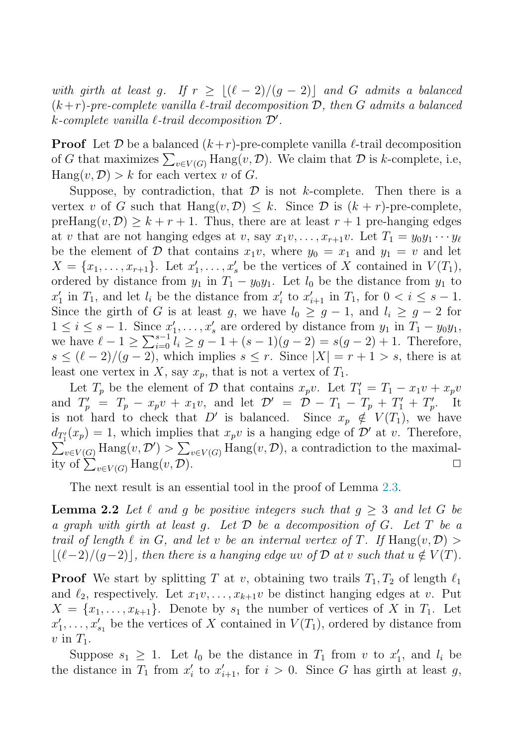*with girth at least $g$. If $r \geq \lfloor(\ell-2)/(g-2)\rfloor$ and $G$ admits a balanced $(k+r)$-pre-complete vanilla $\ell$-trail decomposition $\mathcal{D}$, then $G$ admits a balanced $k$-complete vanilla $\ell$-trail decomposition $\mathcal{D}'$.*

**Proof** Let $\mathcal{D}$ be a balanced $(k+r)$-pre-complete vanilla $\ell$-trail decomposition of $G$ that maximizes $\sum_{v\in V(G)} \operatorname{Hang}(v,\mathcal{D})$. We claim that $\mathcal{D}$ is $k$-complete, i.e, $\operatorname{Hang}(v,\mathcal{D}) > k$ for each vertex $v$ of $G$.

Suppose, by contradiction, that $\mathcal{D}$ is not $k$-complete. Then there is a vertex $v$ of $G$ such that $\operatorname{Hang}(v,\mathcal{D}) \leq k$. Since $\mathcal{D}$ is $(k+r)$-pre-complete, $\operatorname{preHang}(v,\mathcal{D}) \geq k+r+1$. Thus, there are at least $r+1$ pre-hanging edges at $v$ that are not hanging edges at $v$, say $x_1v,\ldots,x_{r+1}v$. Let $T_1 = y_0y_1\cdots y_\ell$ be the element of $\mathcal{D}$ that contains $x_1v$, where $y_0 = x_1$ and $y_1 = v$ and let $X = \{x_1,\ldots,x_{r+1}\}$. Let $x'_1,\ldots,x'_s$ be the vertices of $X$ contained in $V(T_1)$, ordered by distance from $y_1$ in $T_1 - y_0y_1$. Let $l_0$ be the distance from $y_1$ to $x'_1$ in $T_1$, and let $l_i$ be the distance from $x'_i$ to $x'_{i+1}$ in $T_1$, for $0 < i \leq s-1$. Since the girth of $G$ is at least $g$, we have $l_0 \geq g-1$, and $l_i \geq g-2$ for $1 \leq i \leq s-1$. Since $x'_1,\ldots,x'_s$ are ordered by distance from $y_1$ in $T_1 - y_0y_1$, we have $\ell - 1 \geq \sum_{i=0}^{s-1} l_i \geq g-1+(s-1)(g-2) = s(g-2)+1$. Therefore, $s \leq (\ell-2)/(g-2)$, which implies $s \leq r$. Since $|X| = r+1 > s$, there is at least one vertex in $X$, say $x_p$, that is not a vertex of $T_1$.

Let $T_p$ be the element of $\mathcal{D}$ that contains $x_pv$. Let $T'_1 = T_1 - x_1v + x_pv$ and $T'_p = T_p - x_pv + x_1v$, and let $\mathcal{D}' = \mathcal{D} - T_1 - T_p + T'_1 + T'_p$. It is not hard to check that $D'$ is balanced. Since $x_p \notin V(T_1)$, we have $d_{T'_1}(x_p) = 1$, which implies that $x_pv$ is a hanging edge of $\mathcal{D}'$ at $v$. Therefore, $\sum_{v\in V(G)} \operatorname{Hang}(v,\mathcal{D}') > \sum_{v\in V(G)} \operatorname{Hang}(v,\mathcal{D})$, a contradiction to the maximality of $\sum_{v\in V(G)} \operatorname{Hang}(v,\mathcal{D})$. □

The next result is an essential tool in the proof of Lemma 2.3.

**Lemma 2.2** *Let $\ell$ and $g$ be positive integers such that $g \geq 3$ and let $G$ be a graph with girth at least $g$. Let $\mathcal{D}$ be a decomposition of $G$. Let $T$ be a trail of length $\ell$ in $G$, and let $v$ be an internal vertex of $T$. If $\operatorname{Hang}(v,\mathcal{D}) > \lfloor(\ell-2)/(g-2)\rfloor$, then there is a hanging edge $uv$ of $\mathcal{D}$ at $v$ such that $u \notin V(T)$.*

**Proof** We start by splitting $T$ at $v$, obtaining two trails $T_1, T_2$ of length $\ell_1$ and $\ell_2$, respectively. Let $x_1v,\ldots,x_{k+1}v$ be distinct hanging edges at $v$. Put $X = \{x_1,\ldots,x_{k+1}\}$. Denote by $s_1$ the number of vertices of $X$ in $T_1$. Let $x'_1,\ldots,x'_{s_1}$ be the vertices of $X$ contained in $V(T_1)$, ordered by distance from $v$ in $T_1$.

Suppose $s_1 \geq 1$. Let $l_0$ be the distance in $T_1$ from $v$ to $x'_1$, and $l_i$ be the distance in $T_1$ from $x'_i$ to $x'_{i+1}$, for $i > 0$. Since $G$ has girth at least $g$,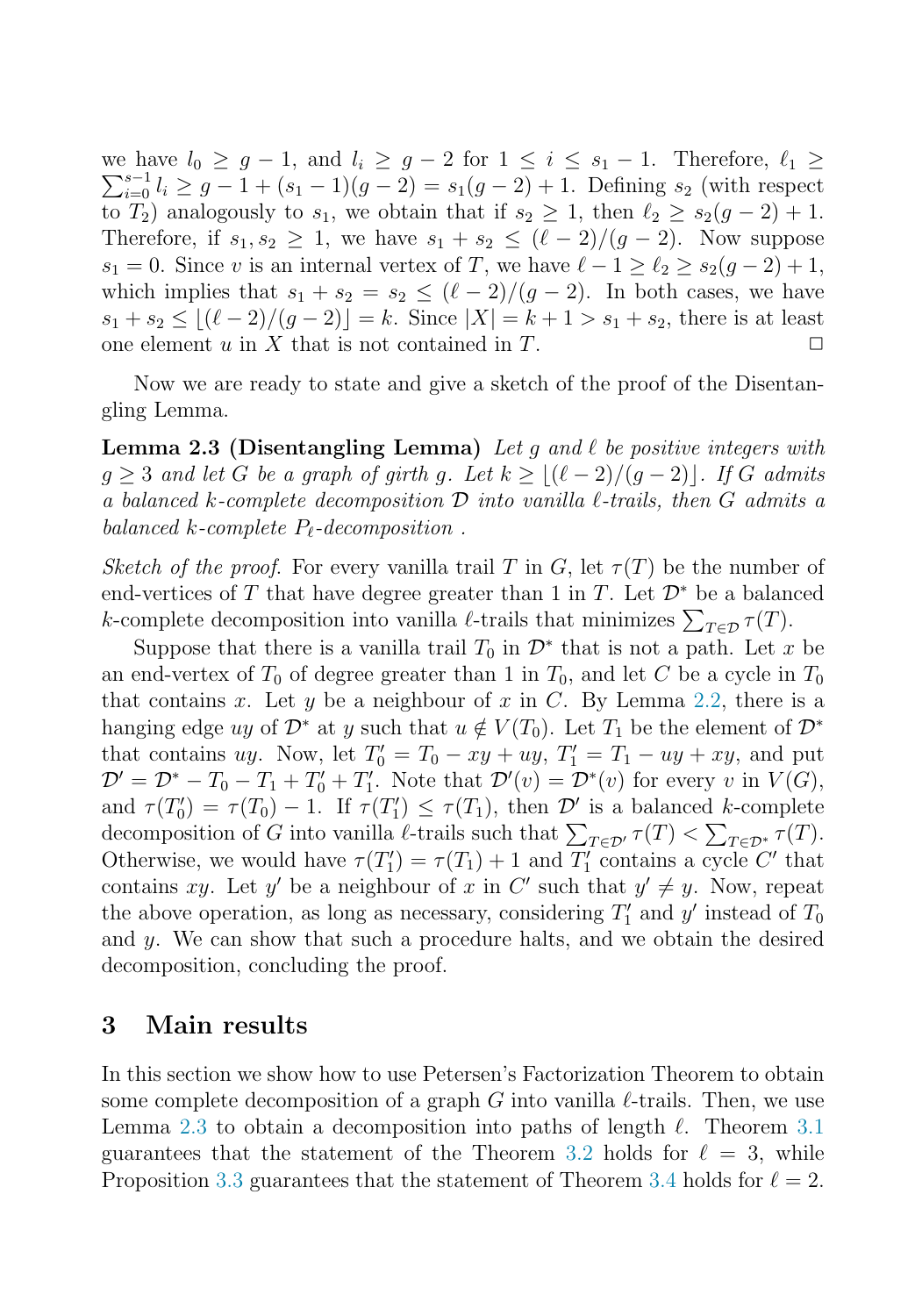we have $l_0 \geq g-1$, and $l_i \geq g-2$ for $1 \leq i \leq s_1 - 1$. Therefore, $\ell_1 \geq \sum_{i=0}^{s-1} l_i \geq g - 1 + (s_1 - 1)(g-2) = s_1(g-2) + 1$. Defining $s_2$ (with respect to $T_2$) analogously to $s_1$, we obtain that if $s_2 \geq 1$, then $\ell_2 \geq s_2(g-2)+1$. Therefore, if $s_1, s_2 \geq 1$, we have $s_1 + s_2 \leq (\ell-2)/(g-2)$. Now suppose $s_1 = 0$. Since $v$ is an internal vertex of $T$, we have $\ell - 1 \geq \ell_2 \geq s_2(g-2)+1$, which implies that $s_1 + s_2 = s_2 \leq (\ell-2)/(g-2)$. In both cases, we have $s_1 + s_2 \leq \lfloor (\ell-2)/(g-2) \rfloor = k$. Since $|X| = k+1 > s_1 + s_2$, there is at least one element $u$ in $X$ that is not contained in $T$. $\square$

Now we are ready to state and give a sketch of the proof of the Disentangling Lemma.

**Lemma 2.3 (Disentangling Lemma)** *Let $g$ and $\ell$ be positive integers with $g \geq 3$ and let $G$ be a graph of girth $g$. Let $k \geq \lfloor (\ell-2)/(g-2) \rfloor$. If $G$ admits a balanced $k$-complete decomposition $\mathcal{D}$ into vanilla $\ell$-trails, then $G$ admits a balanced $k$-complete $P_\ell$-decomposition .*

*Sketch of the proof.* For every vanilla trail $T$ in $G$, let $\tau(T)$ be the number of end-vertices of $T$ that have degree greater than 1 in $T$. Let $\mathcal{D}^*$ be a balanced $k$-complete decomposition into vanilla $\ell$-trails that minimizes $\sum_{T \in \mathcal{D}} \tau(T)$.

Suppose that there is a vanilla trail $T_0$ in $\mathcal{D}^*$ that is not a path. Let $x$ be an end-vertex of $T_0$ of degree greater than 1 in $T_0$, and let $C$ be a cycle in $T_0$ that contains $x$. Let $y$ be a neighbour of $x$ in $C$. By Lemma 2.2, there is a hanging edge $uy$ of $\mathcal{D}^*$ at $y$ such that $u \notin V(T_0)$. Let $T_1$ be the element of $\mathcal{D}^*$ that contains $uy$. Now, let $T_0' = T_0 - xy + uy$, $T_1' = T_1 - uy + xy$, and put $\mathcal{D}' = \mathcal{D}^* - T_0 - T_1 + T_0' + T_1'$. Note that $\mathcal{D}'(v) = \mathcal{D}^*(v)$ for every $v$ in $V(G)$, and $\tau(T_0') = \tau(T_0) - 1$. If $\tau(T_1') \leq \tau(T_1)$, then $\mathcal{D}'$ is a balanced $k$-complete decomposition of $G$ into vanilla $\ell$-trails such that $\sum_{T \in \mathcal{D}'} \tau(T) < \sum_{T \in \mathcal{D}^*} \tau(T)$. Otherwise, we would have $\tau(T_1') = \tau(T_1) + 1$ and $T_1'$ contains a cycle $C'$ that contains $xy$. Let $y'$ be a neighbour of $x$ in $C'$ such that $y' \neq y$. Now, repeat the above operation, as long as necessary, considering $T_1'$ and $y'$ instead of $T_0$ and $y$. We can show that such a procedure halts, and we obtain the desired decomposition, concluding the proof.

## 3 Main results

In this section we show how to use Petersen's Factorization Theorem to obtain some complete decomposition of a graph $G$ into vanilla $\ell$-trails. Then, we use Lemma 2.3 to obtain a decomposition into paths of length $\ell$. Theorem 3.1 guarantees that the statement of the Theorem 3.2 holds for $\ell = 3$, while Proposition 3.3 guarantees that the statement of Theorem 3.4 holds for $\ell = 2$.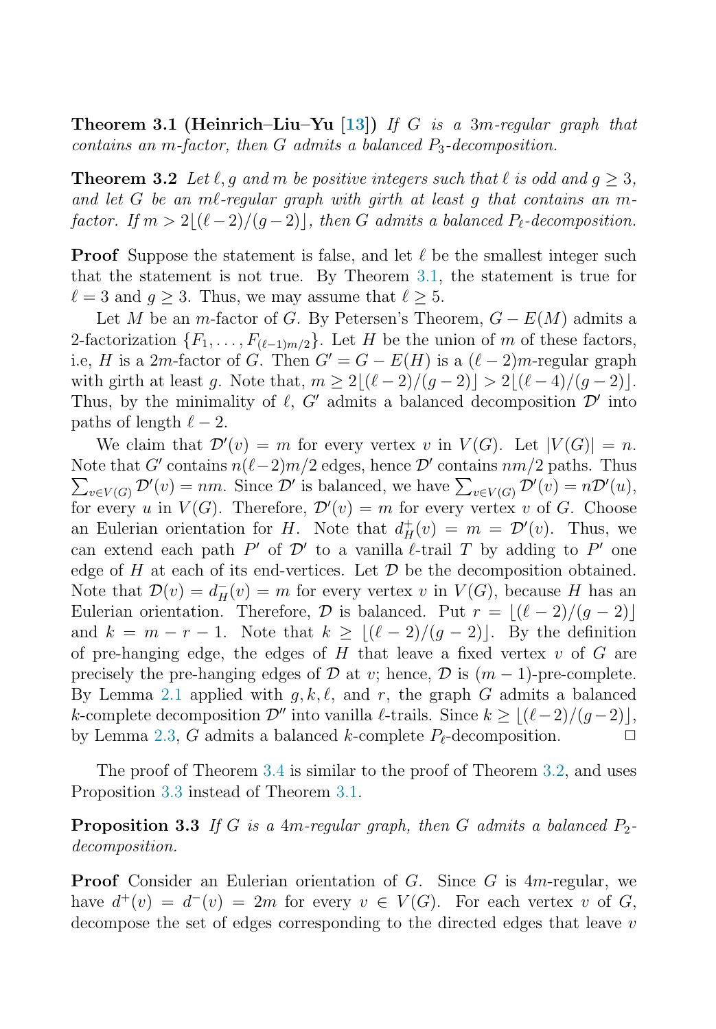**Theorem 3.1 (Heinrich–Liu–Yu [13])** *If $G$ is a $3m$-regular graph that contains an $m$-factor, then $G$ admits a balanced $P_3$-decomposition.*

**Theorem 3.2** *Let $\ell, g$ and $m$ be positive integers such that $\ell$ is odd and $g \geq 3$, and let $G$ be an $m\ell$-regular graph with girth at least $g$ that contains an $m$-factor. If $m > 2\lfloor(\ell-2)/(g-2)\rfloor$, then $G$ admits a balanced $P_\ell$-decomposition.*

**Proof** Suppose the statement is false, and let $\ell$ be the smallest integer such that the statement is not true. By Theorem 3.1, the statement is true for $\ell = 3$ and $g \geq 3$. Thus, we may assume that $\ell \geq 5$.

Let $M$ be an $m$-factor of $G$. By Petersen's Theorem, $G - E(M)$ admits a 2-factorization $\{F_1, \ldots, F_{(\ell-1)m/2}\}$. Let $H$ be the union of $m$ of these factors, i.e, $H$ is a $2m$-factor of $G$. Then $G' = G - E(H)$ is a $(\ell-2)m$-regular graph with girth at least $g$. Note that, $m \geq 2\lfloor(\ell-2)/(g-2)\rfloor > 2\lfloor(\ell-4)/(g-2)\rfloor$. Thus, by the minimality of $\ell$, $G'$ admits a balanced decomposition $\mathcal{D}'$ into paths of length $\ell - 2$.

We claim that $\mathcal{D}'(v) = m$ for every vertex $v$ in $V(G)$. Let $|V(G)| = n$. Note that $G'$ contains $n(\ell-2)m/2$ edges, hence $\mathcal{D}'$ contains $nm/2$ paths. Thus $\sum_{v\in V(G)} \mathcal{D}'(v) = nm$. Since $\mathcal{D}'$ is balanced, we have $\sum_{v\in V(G)} \mathcal{D}'(v) = n\mathcal{D}'(u)$, for every $u$ in $V(G)$. Therefore, $\mathcal{D}'(v) = m$ for every vertex $v$ of $G$. Choose an Eulerian orientation for $H$. Note that $d^+_H(v) = m = \mathcal{D}'(v)$. Thus, we can extend each path $P'$ of $\mathcal{D}'$ to a vanilla $\ell$-trail $T$ by adding to $P'$ one edge of $H$ at each of its end-vertices. Let $\mathcal{D}$ be the decomposition obtained. Note that $\mathcal{D}(v) = d^-_H(v) = m$ for every vertex $v$ in $V(G)$, because $H$ has an Eulerian orientation. Therefore, $\mathcal{D}$ is balanced. Put $r = \lfloor(\ell-2)/(g-2)\rfloor$ and $k = m - r - 1$. Note that $k \geq \lfloor(\ell-2)/(g-2)\rfloor$. By the definition of pre-hanging edge, the edges of $H$ that leave a fixed vertex $v$ of $G$ are precisely the pre-hanging edges of $\mathcal{D}$ at $v$; hence, $\mathcal{D}$ is $(m-1)$-pre-complete. By Lemma 2.1 applied with $g, k, \ell$, and $r$, the graph $G$ admits a balanced $k$-complete decomposition $\mathcal{D}''$ into vanilla $\ell$-trails. Since $k \geq \lfloor(\ell-2)/(g-2)\rfloor$, by Lemma 2.3, $G$ admits a balanced $k$-complete $P_\ell$-decomposition. □

The proof of Theorem 3.4 is similar to the proof of Theorem 3.2, and uses Proposition 3.3 instead of Theorem 3.1.

**Proposition 3.3** *If $G$ is a $4m$-regular graph, then $G$ admits a balanced $P_2$-decomposition.*

**Proof** Consider an Eulerian orientation of $G$. Since $G$ is $4m$-regular, we have $d^+(v) = d^-(v) = 2m$ for every $v \in V(G)$. For each vertex $v$ of $G$, decompose the set of edges corresponding to the directed edges that leave $v$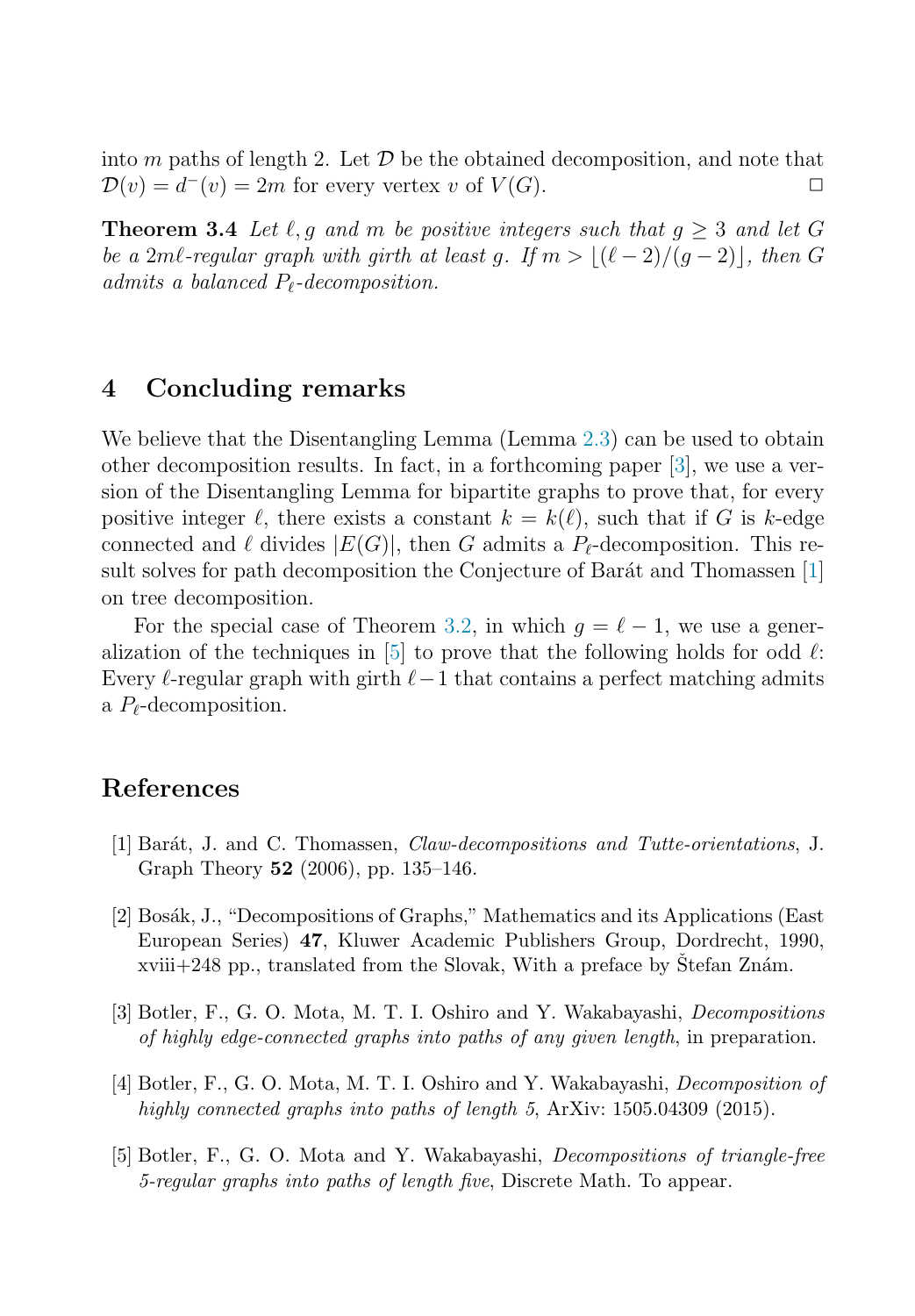into $m$ paths of length 2. Let $\mathcal{D}$ be the obtained decomposition, and note that $\mathcal{D}(v) = d^-(v) = 2m$ for every vertex $v$ of $V(G)$. □

**Theorem 3.4** *Let $\ell, g$ and $m$ be positive integers such that $g \geq 3$ and let $G$ be a $2m\ell$-regular graph with girth at least $g$. If $m > \lfloor(\ell - 2)/(g - 2)\rfloor$, then $G$ admits a balanced $P_\ell$-decomposition.*

## 4 Concluding remarks

We believe that the Disentangling Lemma (Lemma 2.3) can be used to obtain other decomposition results. In fact, in a forthcoming paper [3], we use a version of the Disentangling Lemma for bipartite graphs to prove that, for every positive integer $\ell$, there exists a constant $k = k(\ell)$, such that if $G$ is $k$-edge connected and $\ell$ divides $|E(G)|$, then $G$ admits a $P_\ell$-decomposition. This result solves for path decomposition the Conjecture of Barát and Thomassen [1] on tree decomposition.

For the special case of Theorem 3.2, in which $g = \ell - 1$, we use a generalization of the techniques in [5] to prove that the following holds for odd $\ell$: Every $\ell$-regular graph with girth $\ell - 1$ that contains a perfect matching admits a $P_\ell$-decomposition.

## References

[1] Barát, J. and C. Thomassen, *Claw-decompositions and Tutte-orientations*, J. Graph Theory **52** (2006), pp. 135–146.

[2] Bosák, J., "Decompositions of Graphs," Mathematics and its Applications (East European Series) **47**, Kluwer Academic Publishers Group, Dordrecht, 1990, xviii+248 pp., translated from the Slovak, With a preface by Štefan Znám.

[3] Botler, F., G. O. Mota, M. T. I. Oshiro and Y. Wakabayashi, *Decompositions of highly edge-connected graphs into paths of any given length*, in preparation.

[4] Botler, F., G. O. Mota, M. T. I. Oshiro and Y. Wakabayashi, *Decomposition of highly connected graphs into paths of length 5*, ArXiv: 1505.04309 (2015).

[5] Botler, F., G. O. Mota and Y. Wakabayashi, *Decompositions of triangle-free 5-regular graphs into paths of length five*, Discrete Math. To appear.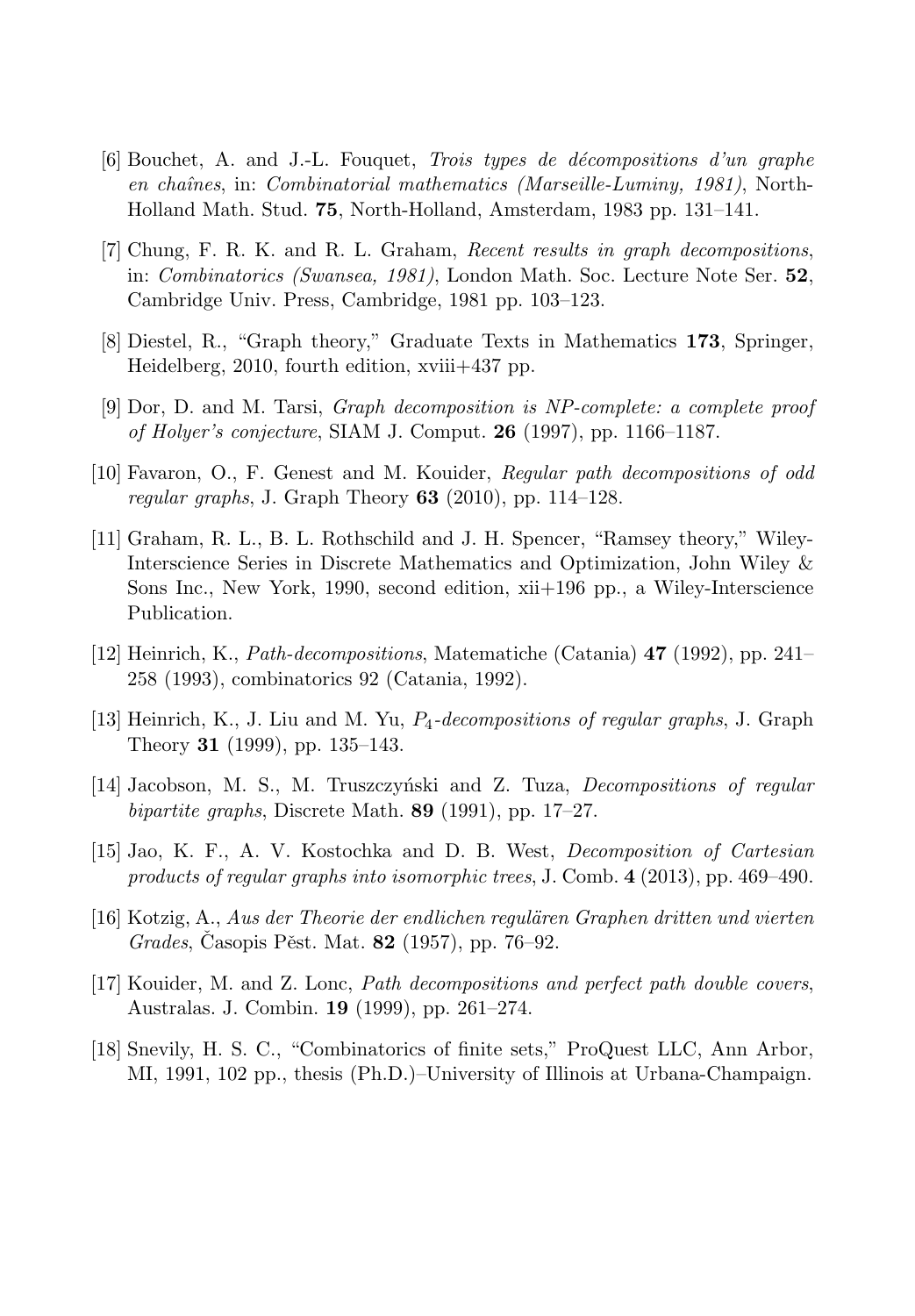[6] Bouchet, A. and J.-L. Fouquet, *Trois types de décompositions d'un graphe en chaînes*, in: *Combinatorial mathematics (Marseille-Luminy, 1981)*, North-Holland Math. Stud. **75**, North-Holland, Amsterdam, 1983 pp. 131–141.

[7] Chung, F. R. K. and R. L. Graham, *Recent results in graph decompositions*, in: *Combinatorics (Swansea, 1981)*, London Math. Soc. Lecture Note Ser. **52**, Cambridge Univ. Press, Cambridge, 1981 pp. 103–123.

[8] Diestel, R., "Graph theory," Graduate Texts in Mathematics **173**, Springer, Heidelberg, 2010, fourth edition, xviii+437 pp.

[9] Dor, D. and M. Tarsi, *Graph decomposition is NP-complete: a complete proof of Holyer's conjecture*, SIAM J. Comput. **26** (1997), pp. 1166–1187.

[10] Favaron, O., F. Genest and M. Kouider, *Regular path decompositions of odd regular graphs*, J. Graph Theory **63** (2010), pp. 114–128.

[11] Graham, R. L., B. L. Rothschild and J. H. Spencer, "Ramsey theory," Wiley-Interscience Series in Discrete Mathematics and Optimization, John Wiley & Sons Inc., New York, 1990, second edition, xii+196 pp., a Wiley-Interscience Publication.

[12] Heinrich, K., *Path-decompositions*, Matematiche (Catania) **47** (1992), pp. 241–258 (1993), combinatorics 92 (Catania, 1992).

[13] Heinrich, K., J. Liu and M. Yu, *$P_4$-decompositions of regular graphs*, J. Graph Theory **31** (1999), pp. 135–143.

[14] Jacobson, M. S., M. Truszczyński and Z. Tuza, *Decompositions of regular bipartite graphs*, Discrete Math. **89** (1991), pp. 17–27.

[15] Jao, K. F., A. V. Kostochka and D. B. West, *Decomposition of Cartesian products of regular graphs into isomorphic trees*, J. Comb. **4** (2013), pp. 469–490.

[16] Kotzig, A., *Aus der Theorie der endlichen regulären Graphen dritten und vierten Grades*, Časopis Pěst. Mat. **82** (1957), pp. 76–92.

[17] Kouider, M. and Z. Lonc, *Path decompositions and perfect path double covers*, Australas. J. Combin. **19** (1999), pp. 261–274.

[18] Snevily, H. S. C., "Combinatorics of finite sets," ProQuest LLC, Ann Arbor, MI, 1991, 102 pp., thesis (Ph.D.)–University of Illinois at Urbana-Champaign.